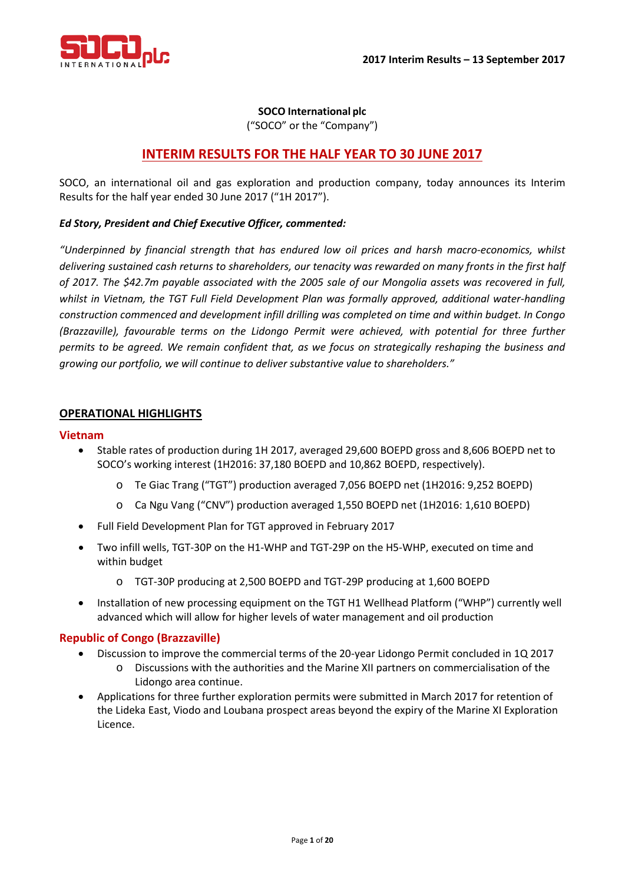**SOCO International plc**
("SOCO" or the "Company")

# INTERIM RESULTS FOR THE HALF YEAR TO 30 JUNE 2017

SOCO, an international oil and gas exploration and production company, today announces its Interim Results for the half year ended 30 June 2017 ("1H 2017").

***Ed Story, President and Chief Executive Officer, commented:***

*"Underpinned by financial strength that has endured low oil prices and harsh macro-economics, whilst delivering sustained cash returns to shareholders, our tenacity was rewarded on many fronts in the first half of 2017. The $42.7m payable associated with the 2005 sale of our Mongolia assets was recovered in full, whilst in Vietnam, the TGT Full Field Development Plan was formally approved, additional water-handling construction commenced and development infill drilling was completed on time and within budget. In Congo (Brazzaville), favourable terms on the Lidongo Permit were achieved, with potential for three further permits to be agreed. We remain confident that, as we focus on strategically reshaping the business and growing our portfolio, we will continue to deliver substantive value to shareholders."*

## OPERATIONAL HIGHLIGHTS

### Vietnam

- Stable rates of production during 1H 2017, averaged 29,600 BOEPD gross and 8,606 BOEPD net to SOCO's working interest (1H2016: 37,180 BOEPD and 10,862 BOEPD, respectively).
  - Te Giac Trang ("TGT") production averaged 7,056 BOEPD net (1H2016: 9,252 BOEPD)
  - Ca Ngu Vang ("CNV") production averaged 1,550 BOEPD net (1H2016: 1,610 BOEPD)
- Full Field Development Plan for TGT approved in February 2017
- Two infill wells, TGT-30P on the H1-WHP and TGT-29P on the H5-WHP, executed on time and within budget
  - TGT-30P producing at 2,500 BOEPD and TGT-29P producing at 1,600 BOEPD
- Installation of new processing equipment on the TGT H1 Wellhead Platform ("WHP") currently well advanced which will allow for higher levels of water management and oil production

### Republic of Congo (Brazzaville)

- Discussion to improve the commercial terms of the 20-year Lidongo Permit concluded in 1Q 2017
  - Discussions with the authorities and the Marine XII partners on commercialisation of the Lidongo area continue.
- Applications for three further exploration permits were submitted in March 2017 for retention of the Lideka East, Viodo and Loubana prospect areas beyond the expiry of the Marine XI Exploration Licence.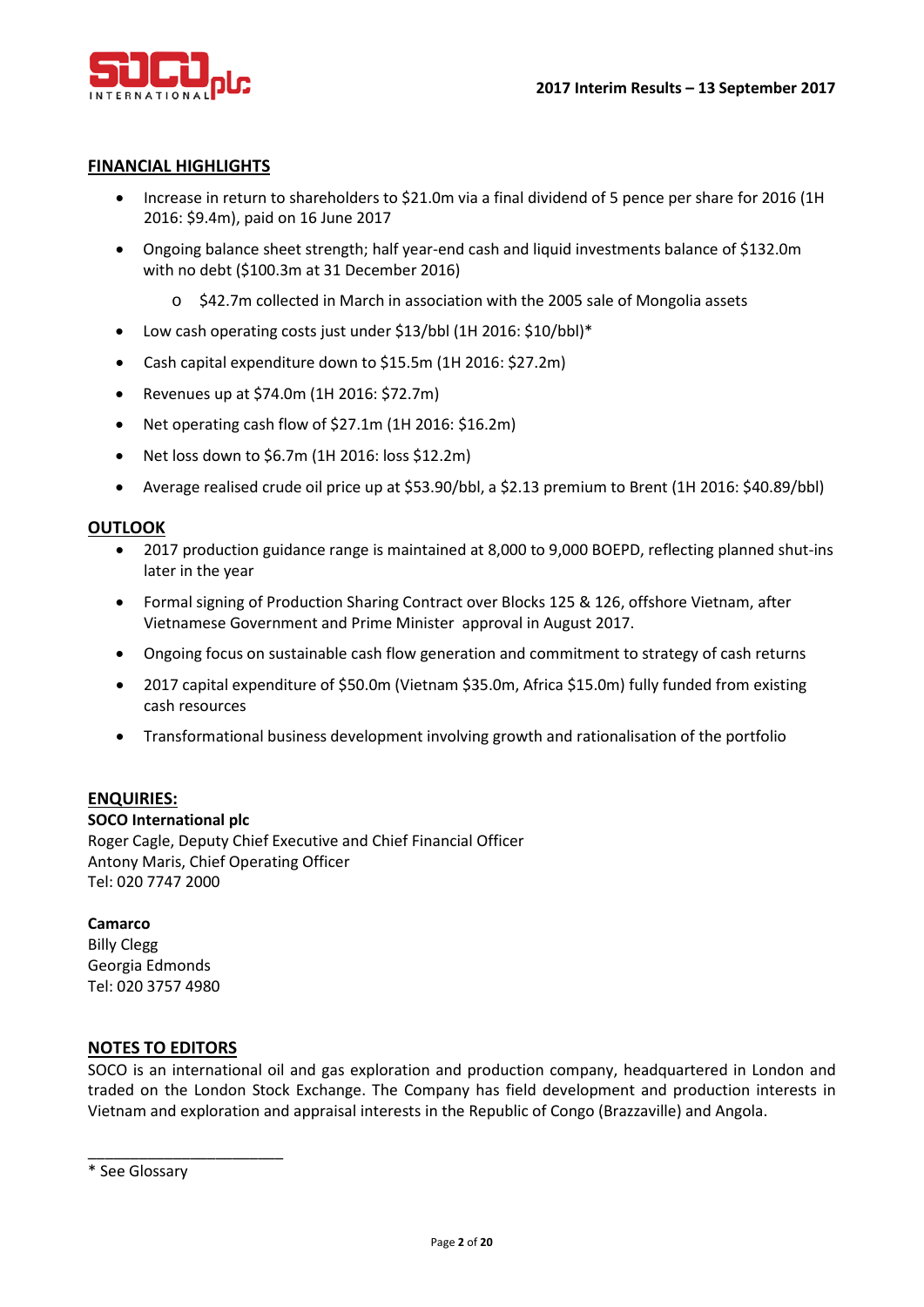2017 Interim Results – 13 September 2017

## FINANCIAL HIGHLIGHTS

- Increase in return to shareholders to $21.0m via a final dividend of 5 pence per share for 2016 (1H 2016: $9.4m), paid on 16 June 2017
- Ongoing balance sheet strength; half year-end cash and liquid investments balance of $132.0m with no debt ($100.3m at 31 December 2016)
  - $42.7m collected in March in association with the 2005 sale of Mongolia assets
- Low cash operating costs just under $13/bbl (1H 2016: $10/bbl)*
- Cash capital expenditure down to $15.5m (1H 2016: $27.2m)
- Revenues up at $74.0m (1H 2016: $72.7m)
- Net operating cash flow of $27.1m (1H 2016: $16.2m)
- Net loss down to $6.7m (1H 2016: loss $12.2m)
- Average realised crude oil price up at $53.90/bbl, a $2.13 premium to Brent (1H 2016: $40.89/bbl)

## OUTLOOK

- 2017 production guidance range is maintained at 8,000 to 9,000 BOEPD, reflecting planned shut-ins later in the year
- Formal signing of Production Sharing Contract over Blocks 125 & 126, offshore Vietnam, after Vietnamese Government and Prime Minister approval in August 2017.
- Ongoing focus on sustainable cash flow generation and commitment to strategy of cash returns
- 2017 capital expenditure of $50.0m (Vietnam $35.0m, Africa $15.0m) fully funded from existing cash resources
- Transformational business development involving growth and rationalisation of the portfolio

## ENQUIRIES:

**SOCO International plc**
Roger Cagle, Deputy Chief Executive and Chief Financial Officer
Antony Maris, Chief Operating Officer
Tel: 020 7747 2000

**Camarco**
Billy Clegg
Georgia Edmonds
Tel: 020 3757 4980

## NOTES TO EDITORS

SOCO is an international oil and gas exploration and production company, headquartered in London and traded on the London Stock Exchange. The Company has field development and production interests in Vietnam and exploration and appraisal interests in the Republic of Congo (Brazzaville) and Angola.

---

* See Glossary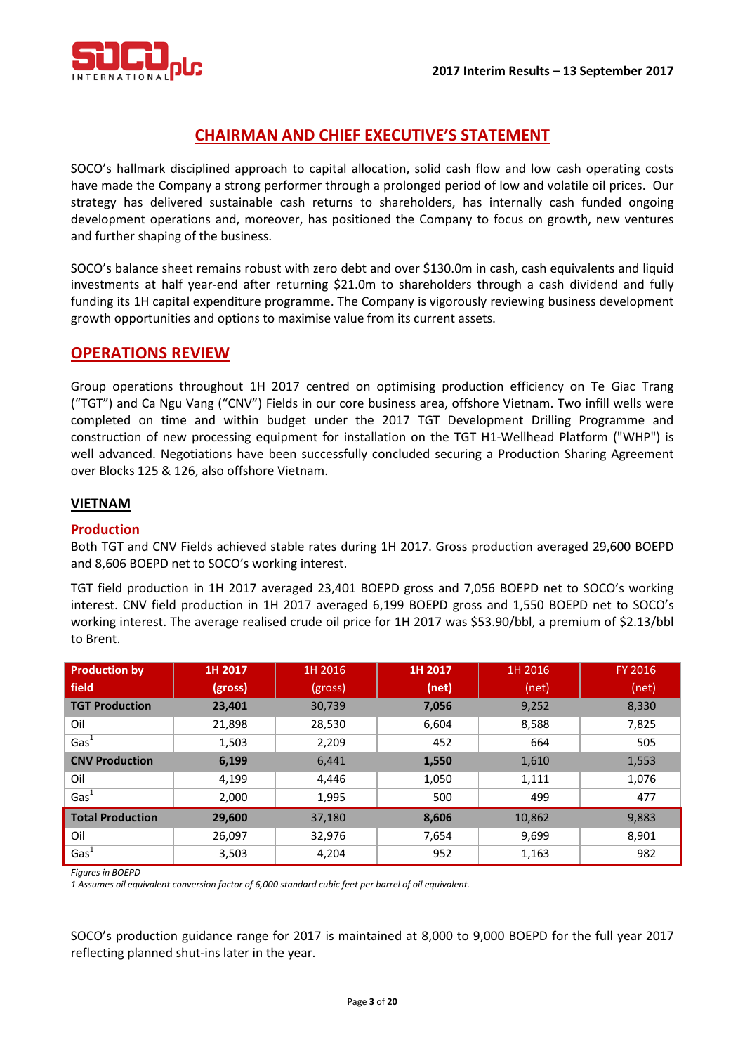# CHAIRMAN AND CHIEF EXECUTIVE'S STATEMENT

SOCO's hallmark disciplined approach to capital allocation, solid cash flow and low cash operating costs have made the Company a strong performer through a prolonged period of low and volatile oil prices. Our strategy has delivered sustainable cash returns to shareholders, has internally cash funded ongoing development operations and, moreover, has positioned the Company to focus on growth, new ventures and further shaping of the business.

SOCO's balance sheet remains robust with zero debt and over $130.0m in cash, cash equivalents and liquid investments at half year-end after returning $21.0m to shareholders through a cash dividend and fully funding its 1H capital expenditure programme. The Company is vigorously reviewing business development growth opportunities and options to maximise value from its current assets.

## OPERATIONS REVIEW

Group operations throughout 1H 2017 centred on optimising production efficiency on Te Giac Trang ("TGT") and Ca Ngu Vang ("CNV") Fields in our core business area, offshore Vietnam. Two infill wells were completed on time and within budget under the 2017 TGT Development Drilling Programme and construction of new processing equipment for installation on the TGT H1-Wellhead Platform ("WHP") is well advanced. Negotiations have been successfully concluded securing a Production Sharing Agreement over Blocks 125 & 126, also offshore Vietnam.

### VIETNAM

#### Production

Both TGT and CNV Fields achieved stable rates during 1H 2017. Gross production averaged 29,600 BOEPD and 8,606 BOEPD net to SOCO's working interest.

TGT field production in 1H 2017 averaged 23,401 BOEPD gross and 7,056 BOEPD net to SOCO's working interest. CNV field production in 1H 2017 averaged 6,199 BOEPD gross and 1,550 BOEPD net to SOCO's working interest. The average realised crude oil price for 1H 2017 was $53.90/bbl, a premium of $2.13/bbl to Brent.

| Production by field | 1H 2017 (gross) | 1H 2016 (gross) | 1H 2017 (net) | 1H 2016 (net) | FY 2016 (net) |
|---|---|---|---|---|---|
| **TGT Production** | **23,401** | 30,739 | **7,056** | 9,252 | 8,330 |
| Oil | 21,898 | 28,530 | 6,604 | 8,588 | 7,825 |
| Gas[1] | 1,503 | 2,209 | 452 | 664 | 505 |
| **CNV Production** | **6,199** | 6,441 | **1,550** | 1,610 | 1,553 |
| Oil | 4,199 | 4,446 | 1,050 | 1,111 | 1,076 |
| Gas[1] | 2,000 | 1,995 | 500 | 499 | 477 |
| **Total Production** | **29,600** | 37,180 | **8,606** | 10,862 | 9,883 |
| Oil | 26,097 | 32,976 | 7,654 | 9,699 | 8,901 |
| Gas[1] | 3,503 | 4,204 | 952 | 1,163 | 982 |

*Figures in BOEPD*

*1 Assumes oil equivalent conversion factor of 6,000 standard cubic feet per barrel of oil equivalent.*

SOCO's production guidance range for 2017 is maintained at 8,000 to 9,000 BOEPD for the full year 2017 reflecting planned shut-ins later in the year.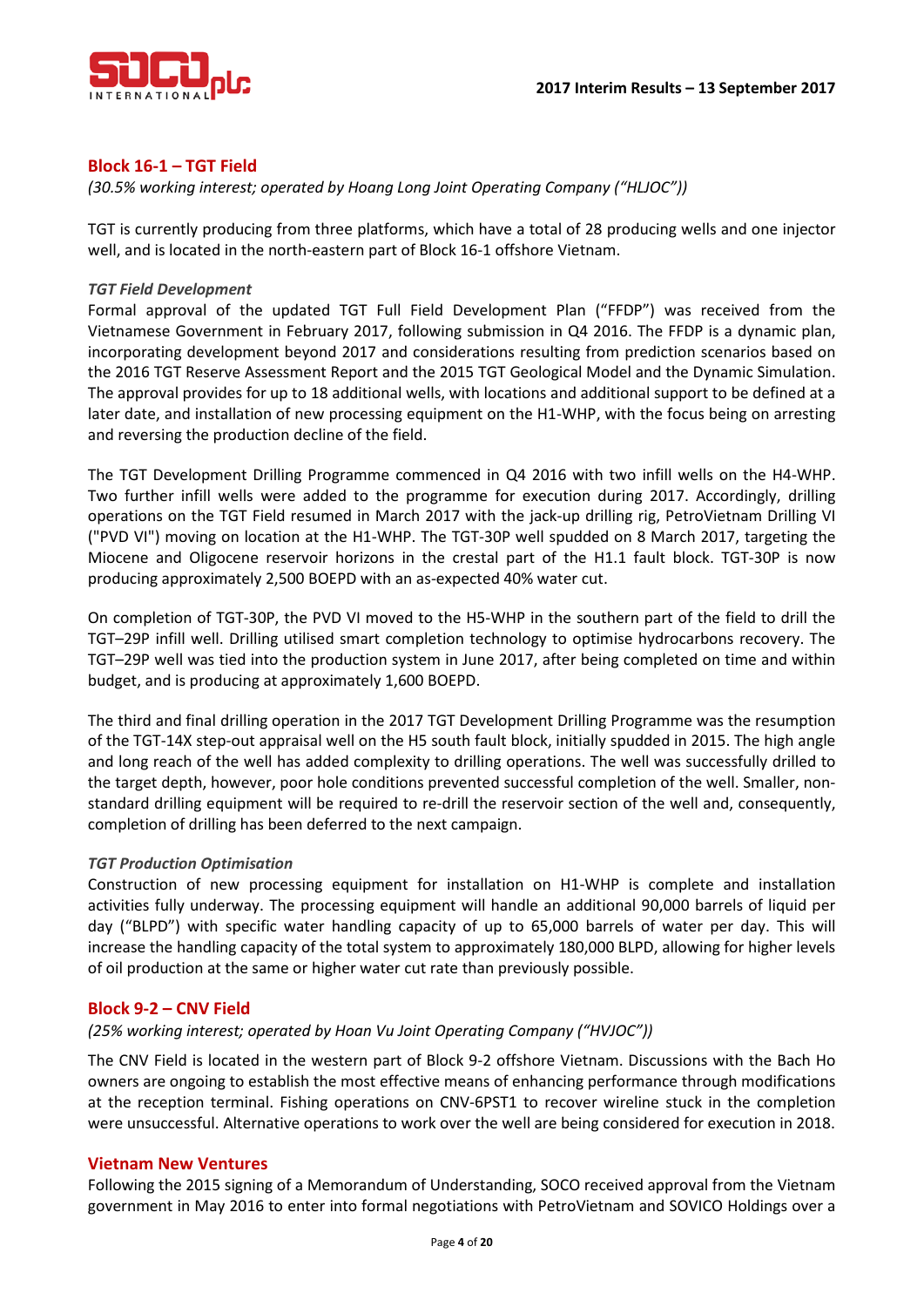## Block 16-1 – TGT Field

*(30.5% working interest; operated by Hoang Long Joint Operating Company ("HLJOC"))*

TGT is currently producing from three platforms, which have a total of 28 producing wells and one injector well, and is located in the north-eastern part of Block 16-1 offshore Vietnam.

### *TGT Field Development*

Formal approval of the updated TGT Full Field Development Plan ("FFDP") was received from the Vietnamese Government in February 2017, following submission in Q4 2016. The FFDP is a dynamic plan, incorporating development beyond 2017 and considerations resulting from prediction scenarios based on the 2016 TGT Reserve Assessment Report and the 2015 TGT Geological Model and the Dynamic Simulation. The approval provides for up to 18 additional wells, with locations and additional support to be defined at a later date, and installation of new processing equipment on the H1-WHP, with the focus being on arresting and reversing the production decline of the field.

The TGT Development Drilling Programme commenced in Q4 2016 with two infill wells on the H4-WHP. Two further infill wells were added to the programme for execution during 2017. Accordingly, drilling operations on the TGT Field resumed in March 2017 with the jack-up drilling rig, PetroVietnam Drilling VI ("PVD VI") moving on location at the H1-WHP. The TGT-30P well spudded on 8 March 2017, targeting the Miocene and Oligocene reservoir horizons in the crestal part of the H1.1 fault block. TGT-30P is now producing approximately 2,500 BOEPD with an as-expected 40% water cut.

On completion of TGT-30P, the PVD VI moved to the H5-WHP in the southern part of the field to drill the TGT–29P infill well. Drilling utilised smart completion technology to optimise hydrocarbons recovery. The TGT–29P well was tied into the production system in June 2017, after being completed on time and within budget, and is producing at approximately 1,600 BOEPD.

The third and final drilling operation in the 2017 TGT Development Drilling Programme was the resumption of the TGT-14X step-out appraisal well on the H5 south fault block, initially spudded in 2015. The high angle and long reach of the well has added complexity to drilling operations. The well was successfully drilled to the target depth, however, poor hole conditions prevented successful completion of the well. Smaller, non-standard drilling equipment will be required to re-drill the reservoir section of the well and, consequently, completion of drilling has been deferred to the next campaign.

### *TGT Production Optimisation*

Construction of new processing equipment for installation on H1-WHP is complete and installation activities fully underway. The processing equipment will handle an additional 90,000 barrels of liquid per day ("BLPD") with specific water handling capacity of up to 65,000 barrels of water per day. This will increase the handling capacity of the total system to approximately 180,000 BLPD, allowing for higher levels of oil production at the same or higher water cut rate than previously possible.

## Block 9-2 – CNV Field

*(25% working interest; operated by Hoan Vu Joint Operating Company ("HVJOC"))*

The CNV Field is located in the western part of Block 9-2 offshore Vietnam. Discussions with the Bach Ho owners are ongoing to establish the most effective means of enhancing performance through modifications at the reception terminal. Fishing operations on CNV-6PST1 to recover wireline stuck in the completion were unsuccessful. Alternative operations to work over the well are being considered for execution in 2018.

## Vietnam New Ventures

Following the 2015 signing of a Memorandum of Understanding, SOCO received approval from the Vietnam government in May 2016 to enter into formal negotiations with PetroVietnam and SOVICO Holdings over a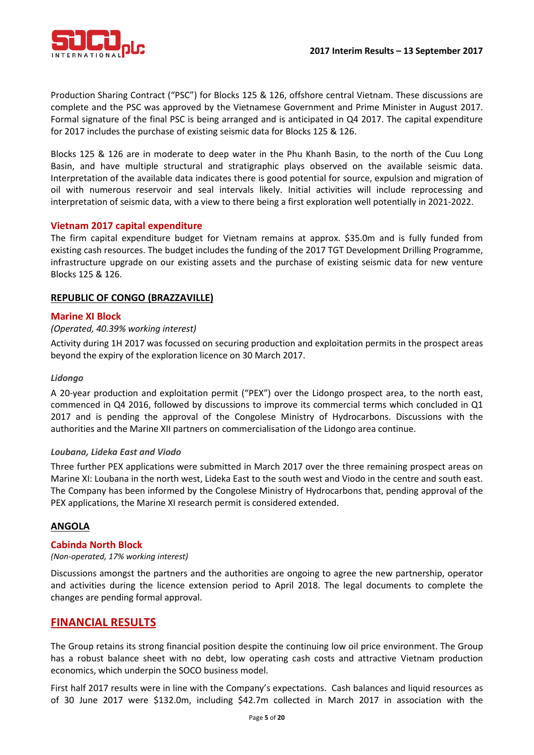Production Sharing Contract ("PSC") for Blocks 125 & 126, offshore central Vietnam. These discussions are complete and the PSC was approved by the Vietnamese Government and Prime Minister in August 2017. Formal signature of the final PSC is being arranged and is anticipated in Q4 2017. The capital expenditure for 2017 includes the purchase of existing seismic data for Blocks 125 & 126.

Blocks 125 & 126 are in moderate to deep water in the Phu Khanh Basin, to the north of the Cuu Long Basin, and have multiple structural and stratigraphic plays observed on the available seismic data. Interpretation of the available data indicates there is good potential for source, expulsion and migration of oil with numerous reservoir and seal intervals likely. Initial activities will include reprocessing and interpretation of seismic data, with a view to there being a first exploration well potentially in 2021-2022.

### Vietnam 2017 capital expenditure

The firm capital expenditure budget for Vietnam remains at approx. $35.0m and is fully funded from existing cash resources. The budget includes the funding of the 2017 TGT Development Drilling Programme, infrastructure upgrade on our existing assets and the purchase of existing seismic data for new venture Blocks 125 & 126.

## REPUBLIC OF CONGO (BRAZZAVILLE)

### Marine XI Block

*(Operated, 40.39% working interest)*

Activity during 1H 2017 was focussed on securing production and exploitation permits in the prospect areas beyond the expiry of the exploration licence on 30 March 2017.

***Lidongo***

A 20-year production and exploitation permit ("PEX") over the Lidongo prospect area, to the north east, commenced in Q4 2016, followed by discussions to improve its commercial terms which concluded in Q1 2017 and is pending the approval of the Congolese Ministry of Hydrocarbons. Discussions with the authorities and the Marine XII partners on commercialisation of the Lidongo area continue.

***Loubana, Lideka East and Viodo***

Three further PEX applications were submitted in March 2017 over the three remaining prospect areas on Marine XI: Loubana in the north west, Lideka East to the south west and Viodo in the centre and south east. The Company has been informed by the Congolese Ministry of Hydrocarbons that, pending approval of the PEX applications, the Marine XI research permit is considered extended.

## ANGOLA

### Cabinda North Block

*(Non-operated, 17% working interest)*

Discussions amongst the partners and the authorities are ongoing to agree the new partnership, operator and activities during the licence extension period to April 2018. The legal documents to complete the changes are pending formal approval.

# FINANCIAL RESULTS

The Group retains its strong financial position despite the continuing low oil price environment. The Group has a robust balance sheet with no debt, low operating cash costs and attractive Vietnam production economics, which underpin the SOCO business model.

First half 2017 results were in line with the Company's expectations. Cash balances and liquid resources as of 30 June 2017 were $132.0m, including $42.7m collected in March 2017 in association with the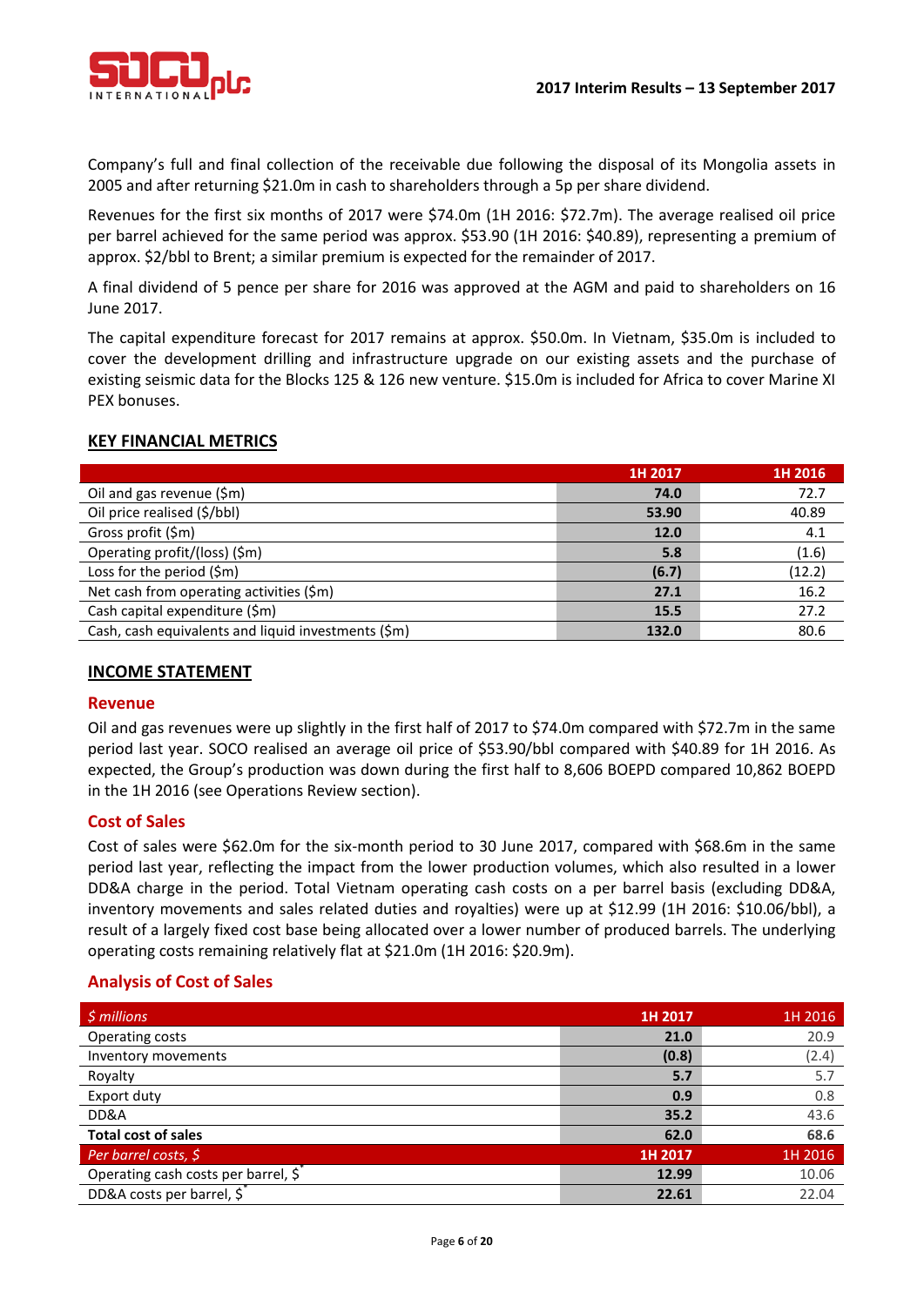Company's full and final collection of the receivable due following the disposal of its Mongolia assets in 2005 and after returning $21.0m in cash to shareholders through a 5p per share dividend.

Revenues for the first six months of 2017 were $74.0m (1H 2016: $72.7m). The average realised oil price per barrel achieved for the same period was approx. $53.90 (1H 2016: $40.89), representing a premium of approx. $2/bbl to Brent; a similar premium is expected for the remainder of 2017.

A final dividend of 5 pence per share for 2016 was approved at the AGM and paid to shareholders on 16 June 2017.

The capital expenditure forecast for 2017 remains at approx. $50.0m. In Vietnam, $35.0m is included to cover the development drilling and infrastructure upgrade on our existing assets and the purchase of existing seismic data for the Blocks 125 & 126 new venture. $15.0m is included for Africa to cover Marine XI PEX bonuses.

## KEY FINANCIAL METRICS

| | 1H 2017 | 1H 2016 |
|---|---|---|
| Oil and gas revenue ($m) | **74.0** | 72.7 |
| Oil price realised ($/bbl) | **53.90** | 40.89 |
| Gross profit ($m) | **12.0** | 4.1 |
| Operating profit/(loss) ($m) | **5.8** | (1.6) |
| Loss for the period ($m) | **(6.7)** | (12.2) |
| Net cash from operating activities ($m) | **27.1** | 16.2 |
| Cash capital expenditure ($m) | **15.5** | 27.2 |
| Cash, cash equivalents and liquid investments ($m) | **132.0** | 80.6 |

## INCOME STATEMENT

### Revenue

Oil and gas revenues were up slightly in the first half of 2017 to $74.0m compared with $72.7m in the same period last year. SOCO realised an average oil price of $53.90/bbl compared with $40.89 for 1H 2016. As expected, the Group's production was down during the first half to 8,606 BOEPD compared 10,862 BOEPD in the 1H 2016 (see Operations Review section).

### Cost of Sales

Cost of sales were $62.0m for the six-month period to 30 June 2017, compared with $68.6m in the same period last year, reflecting the impact from the lower production volumes, which also resulted in a lower DD&A charge in the period. Total Vietnam operating cash costs on a per barrel basis (excluding DD&A, inventory movements and sales related duties and royalties) were up at $12.99 (1H 2016: $10.06/bbl), a result of a largely fixed cost base being allocated over a lower number of produced barrels. The underlying operating costs remaining relatively flat at $21.0m (1H 2016: $20.9m).

### Analysis of Cost of Sales

| *$ millions* | 1H 2017 | 1H 2016 |
|---|---|---|
| Operating costs | **21.0** | 20.9 |
| Inventory movements | **(0.8)** | (2.4) |
| Royalty | **5.7** | 5.7 |
| Export duty | **0.9** | 0.8 |
| DD&A | **35.2** | 43.6 |
| **Total cost of sales** | **62.0** | **68.6** |
| *Per barrel costs, $* | **1H 2017** | 1H 2016 |
| Operating cash costs per barrel, $* | **12.99** | 10.06 |
| DD&A costs per barrel, $* | **22.61** | 22.04 |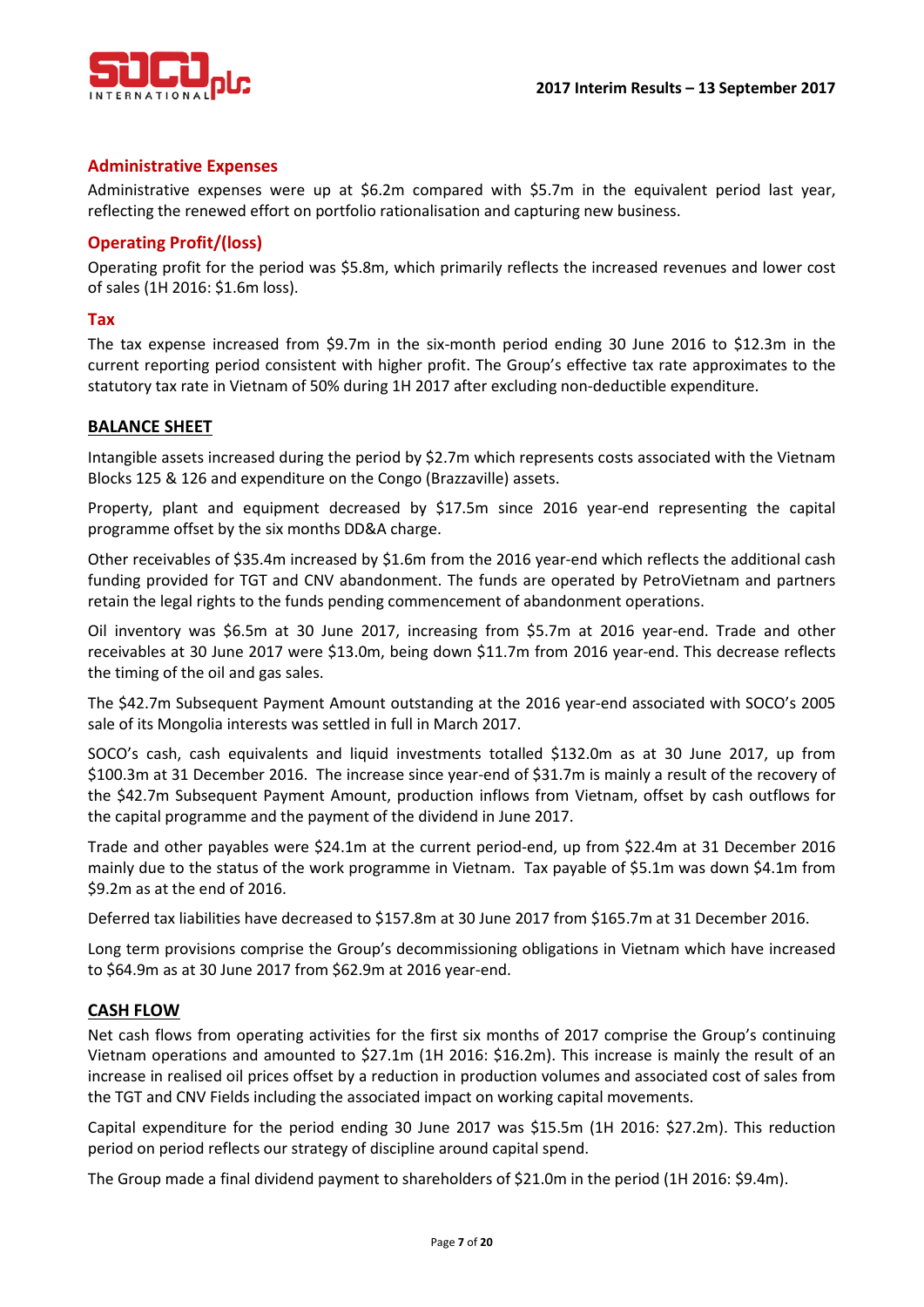## Administrative Expenses

Administrative expenses were up at $6.2m compared with $5.7m in the equivalent period last year, reflecting the renewed effort on portfolio rationalisation and capturing new business.

## Operating Profit/(loss)

Operating profit for the period was $5.8m, which primarily reflects the increased revenues and lower cost of sales (1H 2016: $1.6m loss).

## Tax

The tax expense increased from $9.7m in the six-month period ending 30 June 2016 to $12.3m in the current reporting period consistent with higher profit. The Group's effective tax rate approximates to the statutory tax rate in Vietnam of 50% during 1H 2017 after excluding non-deductible expenditure.

## BALANCE SHEET

Intangible assets increased during the period by $2.7m which represents costs associated with the Vietnam Blocks 125 & 126 and expenditure on the Congo (Brazzaville) assets.

Property, plant and equipment decreased by $17.5m since 2016 year-end representing the capital programme offset by the six months DD&A charge.

Other receivables of $35.4m increased by $1.6m from the 2016 year-end which reflects the additional cash funding provided for TGT and CNV abandonment. The funds are operated by PetroVietnam and partners retain the legal rights to the funds pending commencement of abandonment operations.

Oil inventory was $6.5m at 30 June 2017, increasing from $5.7m at 2016 year-end. Trade and other receivables at 30 June 2017 were $13.0m, being down $11.7m from 2016 year-end. This decrease reflects the timing of the oil and gas sales.

The $42.7m Subsequent Payment Amount outstanding at the 2016 year-end associated with SOCO's 2005 sale of its Mongolia interests was settled in full in March 2017.

SOCO's cash, cash equivalents and liquid investments totalled $132.0m as at 30 June 2017, up from $100.3m at 31 December 2016. The increase since year-end of $31.7m is mainly a result of the recovery of the $42.7m Subsequent Payment Amount, production inflows from Vietnam, offset by cash outflows for the capital programme and the payment of the dividend in June 2017.

Trade and other payables were $24.1m at the current period-end, up from $22.4m at 31 December 2016 mainly due to the status of the work programme in Vietnam. Tax payable of $5.1m was down $4.1m from $9.2m as at the end of 2016.

Deferred tax liabilities have decreased to $157.8m at 30 June 2017 from $165.7m at 31 December 2016.

Long term provisions comprise the Group's decommissioning obligations in Vietnam which have increased to $64.9m as at 30 June 2017 from $62.9m at 2016 year-end.

## CASH FLOW

Net cash flows from operating activities for the first six months of 2017 comprise the Group's continuing Vietnam operations and amounted to $27.1m (1H 2016: $16.2m). This increase is mainly the result of an increase in realised oil prices offset by a reduction in production volumes and associated cost of sales from the TGT and CNV Fields including the associated impact on working capital movements.

Capital expenditure for the period ending 30 June 2017 was $15.5m (1H 2016: $27.2m). This reduction period on period reflects our strategy of discipline around capital spend.

The Group made a final dividend payment to shareholders of $21.0m in the period (1H 2016: $9.4m).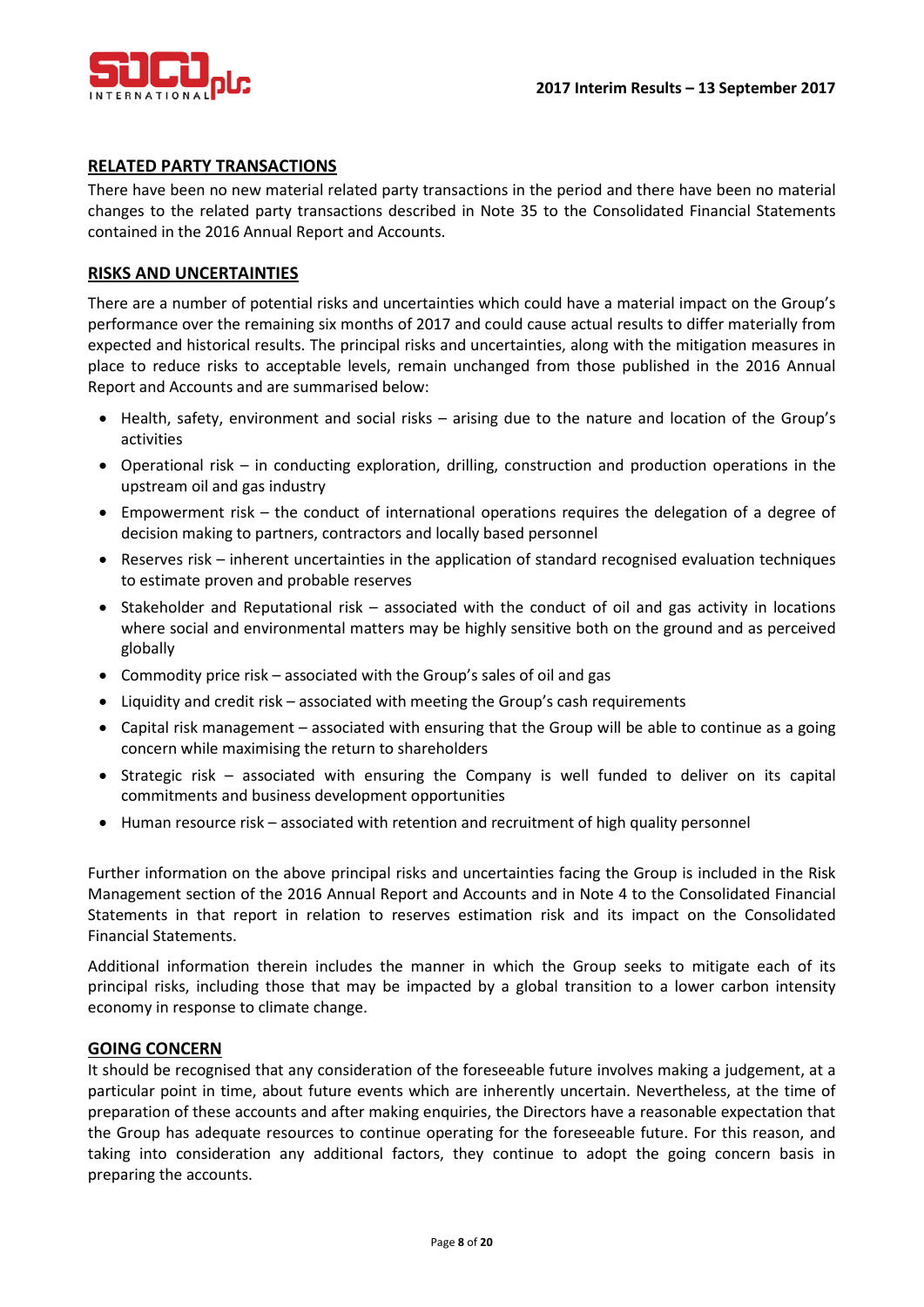## RELATED PARTY TRANSACTIONS

There have been no new material related party transactions in the period and there have been no material changes to the related party transactions described in Note 35 to the Consolidated Financial Statements contained in the 2016 Annual Report and Accounts.

## RISKS AND UNCERTAINTIES

There are a number of potential risks and uncertainties which could have a material impact on the Group's performance over the remaining six months of 2017 and could cause actual results to differ materially from expected and historical results. The principal risks and uncertainties, along with the mitigation measures in place to reduce risks to acceptable levels, remain unchanged from those published in the 2016 Annual Report and Accounts and are summarised below:

- Health, safety, environment and social risks – arising due to the nature and location of the Group's activities
- Operational risk – in conducting exploration, drilling, construction and production operations in the upstream oil and gas industry
- Empowerment risk – the conduct of international operations requires the delegation of a degree of decision making to partners, contractors and locally based personnel
- Reserves risk – inherent uncertainties in the application of standard recognised evaluation techniques to estimate proven and probable reserves
- Stakeholder and Reputational risk – associated with the conduct of oil and gas activity in locations where social and environmental matters may be highly sensitive both on the ground and as perceived globally
- Commodity price risk – associated with the Group's sales of oil and gas
- Liquidity and credit risk – associated with meeting the Group's cash requirements
- Capital risk management – associated with ensuring that the Group will be able to continue as a going concern while maximising the return to shareholders
- Strategic risk – associated with ensuring the Company is well funded to deliver on its capital commitments and business development opportunities
- Human resource risk – associated with retention and recruitment of high quality personnel

Further information on the above principal risks and uncertainties facing the Group is included in the Risk Management section of the 2016 Annual Report and Accounts and in Note 4 to the Consolidated Financial Statements in that report in relation to reserves estimation risk and its impact on the Consolidated Financial Statements.

Additional information therein includes the manner in which the Group seeks to mitigate each of its principal risks, including those that may be impacted by a global transition to a lower carbon intensity economy in response to climate change.

## GOING CONCERN

It should be recognised that any consideration of the foreseeable future involves making a judgement, at a particular point in time, about future events which are inherently uncertain. Nevertheless, at the time of preparation of these accounts and after making enquiries, the Directors have a reasonable expectation that the Group has adequate resources to continue operating for the foreseeable future. For this reason, and taking into consideration any additional factors, they continue to adopt the going concern basis in preparing the accounts.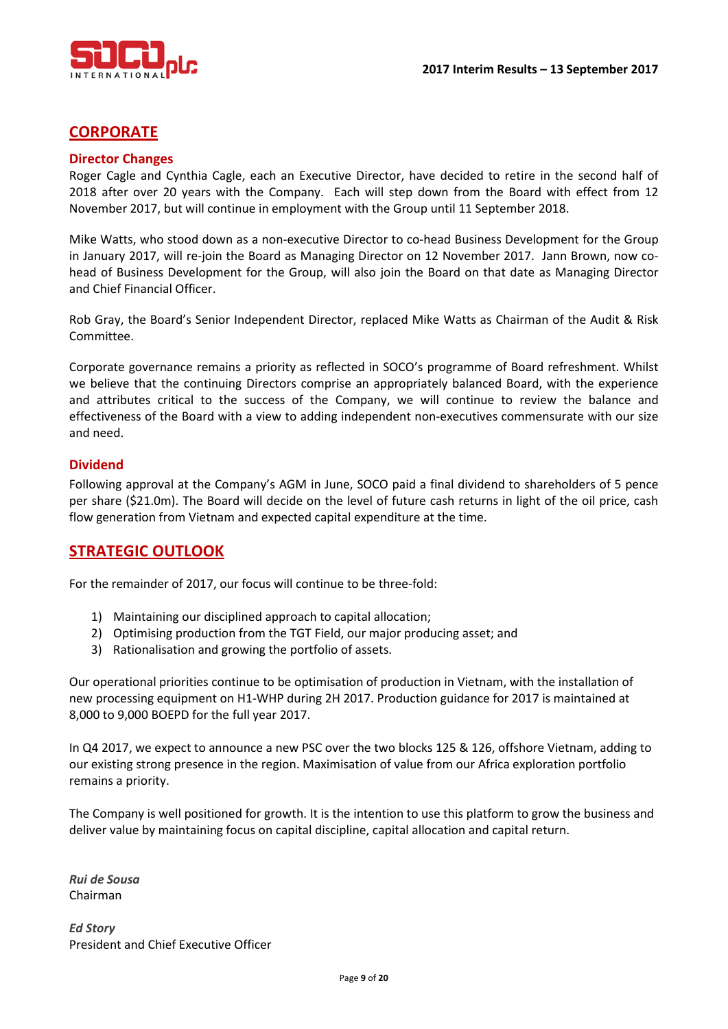## CORPORATE

### Director Changes

Roger Cagle and Cynthia Cagle, each an Executive Director, have decided to retire in the second half of 2018 after over 20 years with the Company. Each will step down from the Board with effect from 12 November 2017, but will continue in employment with the Group until 11 September 2018.

Mike Watts, who stood down as a non-executive Director to co-head Business Development for the Group in January 2017, will re-join the Board as Managing Director on 12 November 2017. Jann Brown, now co-head of Business Development for the Group, will also join the Board on that date as Managing Director and Chief Financial Officer.

Rob Gray, the Board's Senior Independent Director, replaced Mike Watts as Chairman of the Audit & Risk Committee.

Corporate governance remains a priority as reflected in SOCO's programme of Board refreshment. Whilst we believe that the continuing Directors comprise an appropriately balanced Board, with the experience and attributes critical to the success of the Company, we will continue to review the balance and effectiveness of the Board with a view to adding independent non-executives commensurate with our size and need.

### Dividend

Following approval at the Company's AGM in June, SOCO paid a final dividend to shareholders of 5 pence per share ($21.0m). The Board will decide on the level of future cash returns in light of the oil price, cash flow generation from Vietnam and expected capital expenditure at the time.

## STRATEGIC OUTLOOK

For the remainder of 2017, our focus will continue to be three-fold:

1) Maintaining our disciplined approach to capital allocation;
2) Optimising production from the TGT Field, our major producing asset; and
3) Rationalisation and growing the portfolio of assets.

Our operational priorities continue to be optimisation of production in Vietnam, with the installation of new processing equipment on H1-WHP during 2H 2017. Production guidance for 2017 is maintained at 8,000 to 9,000 BOEPD for the full year 2017.

In Q4 2017, we expect to announce a new PSC over the two blocks 125 & 126, offshore Vietnam, adding to our existing strong presence in the region. Maximisation of value from our Africa exploration portfolio remains a priority.

The Company is well positioned for growth. It is the intention to use this platform to grow the business and deliver value by maintaining focus on capital discipline, capital allocation and capital return.

***Rui de Sousa***
Chairman

***Ed Story***
President and Chief Executive Officer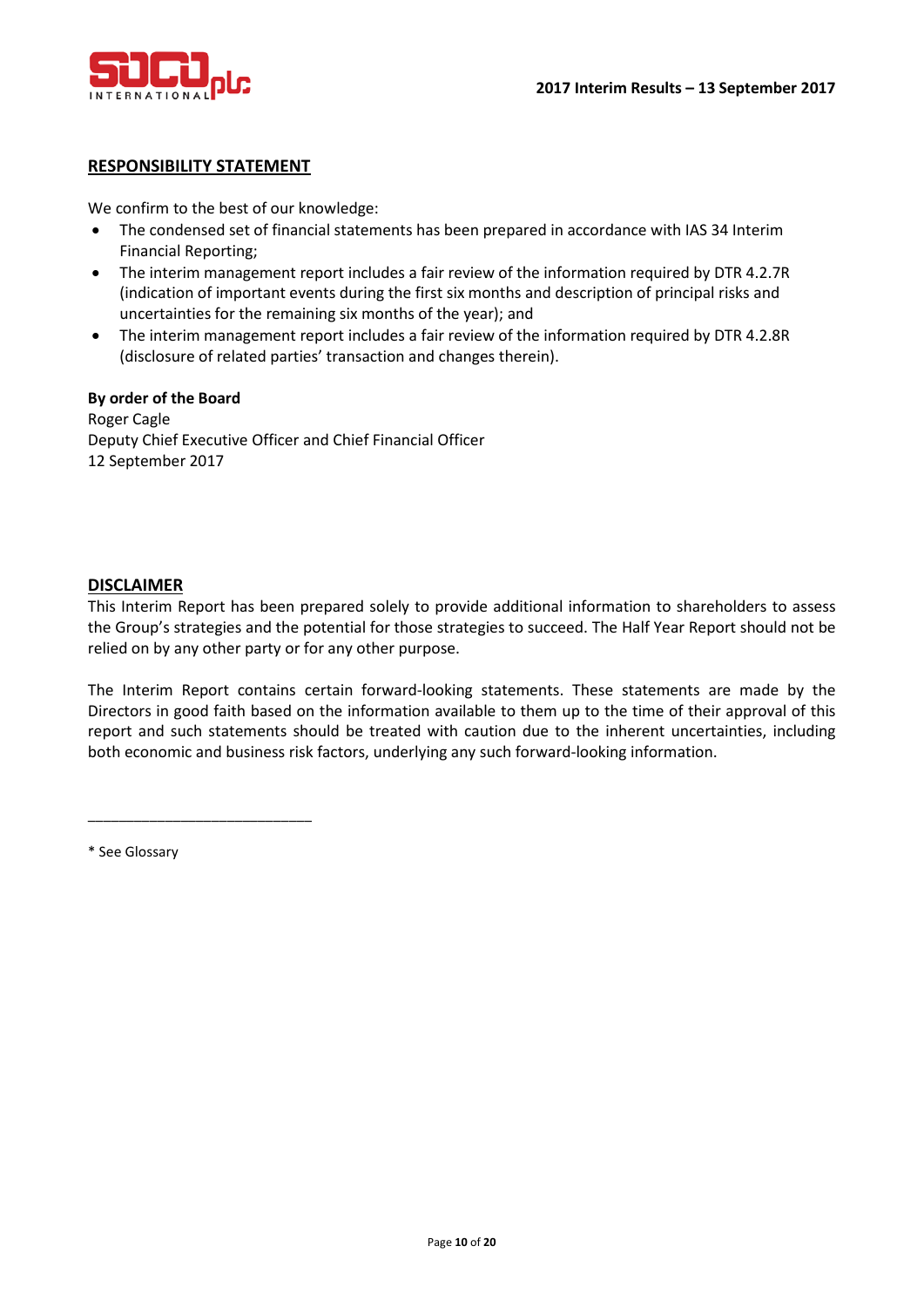## RESPONSIBILITY STATEMENT

We confirm to the best of our knowledge:

- The condensed set of financial statements has been prepared in accordance with IAS 34 Interim Financial Reporting;
- The interim management report includes a fair review of the information required by DTR 4.2.7R (indication of important events during the first six months and description of principal risks and uncertainties for the remaining six months of the year); and
- The interim management report includes a fair review of the information required by DTR 4.2.8R (disclosure of related parties' transaction and changes therein).

**By order of the Board**
Roger Cagle
Deputy Chief Executive Officer and Chief Financial Officer
12 September 2017

## DISCLAIMER

This Interim Report has been prepared solely to provide additional information to shareholders to assess the Group's strategies and the potential for those strategies to succeed. The Half Year Report should not be relied on by any other party or for any other purpose.

The Interim Report contains certain forward-looking statements. These statements are made by the Directors in good faith based on the information available to them up to the time of their approval of this report and such statements should be treated with caution due to the inherent uncertainties, including both economic and business risk factors, underlying any such forward-looking information.

---

* See Glossary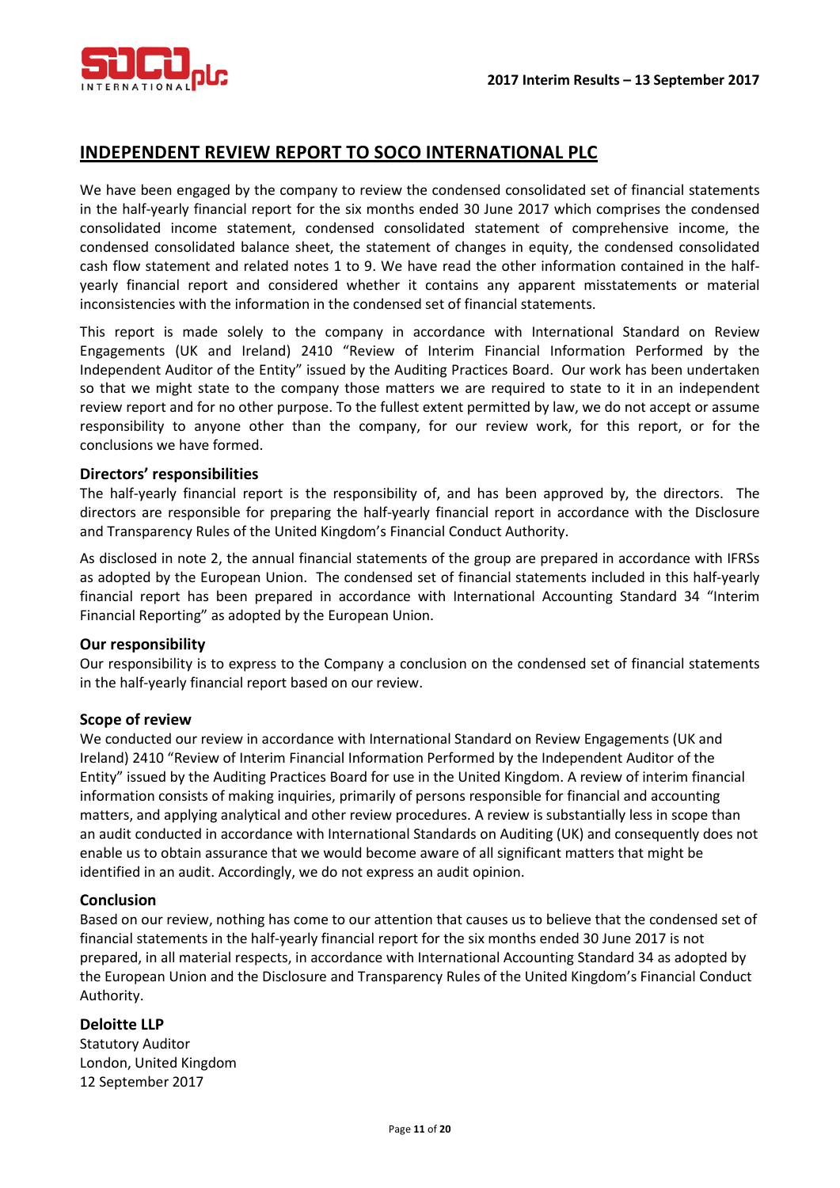# INDEPENDENT REVIEW REPORT TO SOCO INTERNATIONAL PLC

We have been engaged by the company to review the condensed consolidated set of financial statements in the half-yearly financial report for the six months ended 30 June 2017 which comprises the condensed consolidated income statement, condensed consolidated statement of comprehensive income, the condensed consolidated balance sheet, the statement of changes in equity, the condensed consolidated cash flow statement and related notes 1 to 9. We have read the other information contained in the half-yearly financial report and considered whether it contains any apparent misstatements or material inconsistencies with the information in the condensed set of financial statements.

This report is made solely to the company in accordance with International Standard on Review Engagements (UK and Ireland) 2410 "Review of Interim Financial Information Performed by the Independent Auditor of the Entity" issued by the Auditing Practices Board. Our work has been undertaken so that we might state to the company those matters we are required to state to it in an independent review report and for no other purpose. To the fullest extent permitted by law, we do not accept or assume responsibility to anyone other than the company, for our review work, for this report, or for the conclusions we have formed.

### Directors' responsibilities

The half-yearly financial report is the responsibility of, and has been approved by, the directors. The directors are responsible for preparing the half-yearly financial report in accordance with the Disclosure and Transparency Rules of the United Kingdom's Financial Conduct Authority.

As disclosed in note 2, the annual financial statements of the group are prepared in accordance with IFRSs as adopted by the European Union. The condensed set of financial statements included in this half-yearly financial report has been prepared in accordance with International Accounting Standard 34 "Interim Financial Reporting" as adopted by the European Union.

### Our responsibility

Our responsibility is to express to the Company a conclusion on the condensed set of financial statements in the half-yearly financial report based on our review.

### Scope of review

We conducted our review in accordance with International Standard on Review Engagements (UK and Ireland) 2410 "Review of Interim Financial Information Performed by the Independent Auditor of the Entity" issued by the Auditing Practices Board for use in the United Kingdom. A review of interim financial information consists of making inquiries, primarily of persons responsible for financial and accounting matters, and applying analytical and other review procedures. A review is substantially less in scope than an audit conducted in accordance with International Standards on Auditing (UK) and consequently does not enable us to obtain assurance that we would become aware of all significant matters that might be identified in an audit. Accordingly, we do not express an audit opinion.

### Conclusion

Based on our review, nothing has come to our attention that causes us to believe that the condensed set of financial statements in the half-yearly financial report for the six months ended 30 June 2017 is not prepared, in all material respects, in accordance with International Accounting Standard 34 as adopted by the European Union and the Disclosure and Transparency Rules of the United Kingdom's Financial Conduct Authority.

**Deloitte LLP**
Statutory Auditor
London, United Kingdom
12 September 2017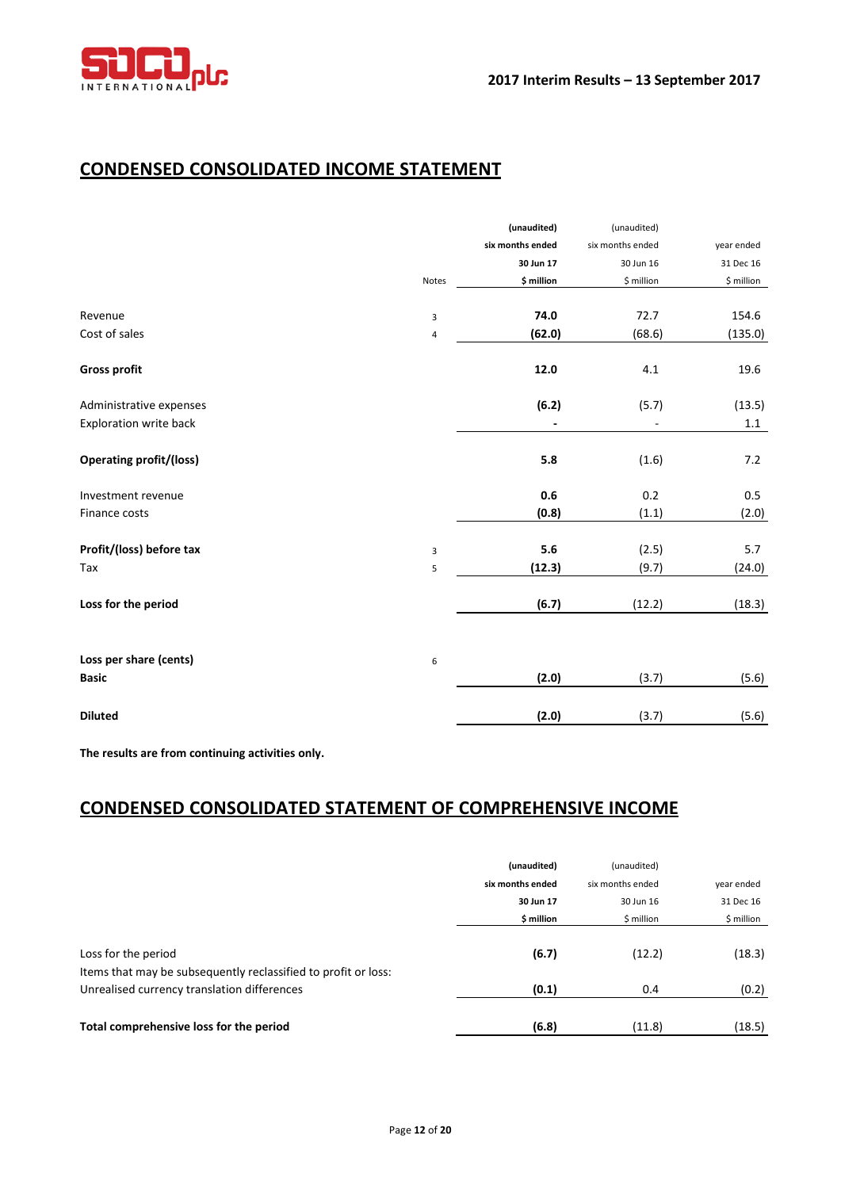## CONDENSED CONSOLIDATED INCOME STATEMENT

| | Notes | (unaudited) six months ended 30 Jun 17 $ million | (unaudited) six months ended 30 Jun 16 $ million | year ended 31 Dec 16 $ million |
|---|---|---|---|---|
| Revenue | 3 | **74.0** | 72.7 | 154.6 |
| Cost of sales | 4 | **(62.0)** | (68.6) | (135.0) |
| **Gross profit** | | **12.0** | 4.1 | 19.6 |
| Administrative expenses | | **(6.2)** | (5.7) | (13.5) |
| Exploration write back | | **-** | - | 1.1 |
| **Operating profit/(loss)** | | **5.8** | (1.6) | 7.2 |
| Investment revenue | | **0.6** | 0.2 | 0.5 |
| Finance costs | | **(0.8)** | (1.1) | (2.0) |
| **Profit/(loss) before tax** | 3 | **5.6** | (2.5) | 5.7 |
| Tax | 5 | **(12.3)** | (9.7) | (24.0) |
| **Loss for the period** | | **(6.7)** | (12.2) | (18.3) |
| **Loss per share (cents)** | 6 | | | |
| **Basic** | | **(2.0)** | (3.7) | (5.6) |
| **Diluted** | | **(2.0)** | (3.7) | (5.6) |

**The results are from continuing activities only.**

## CONDENSED CONSOLIDATED STATEMENT OF COMPREHENSIVE INCOME

| | (unaudited) six months ended 30 Jun 17 $ million | (unaudited) six months ended 30 Jun 16 $ million | year ended 31 Dec 16 $ million |
|---|---|---|---|
| Loss for the period | **(6.7)** | (12.2) | (18.3) |
| Items that may be subsequently reclassified to profit or loss: | | | |
| Unrealised currency translation differences | **(0.1)** | 0.4 | (0.2) |
| **Total comprehensive loss for the period** | **(6.8)** | (11.8) | (18.5) |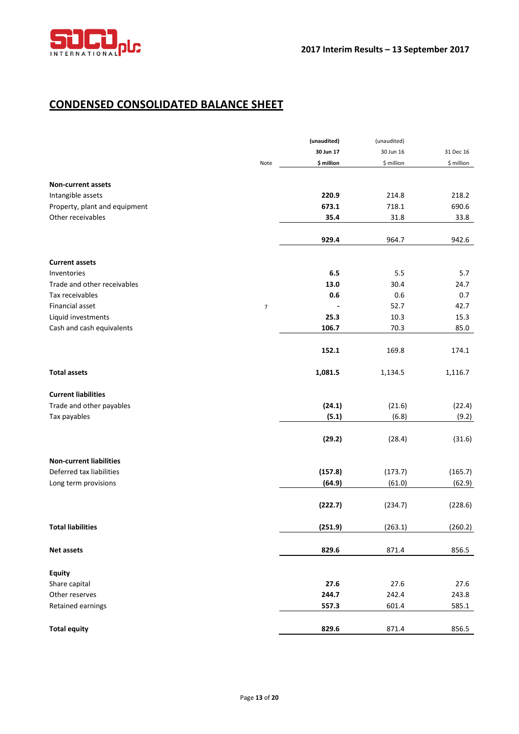## CONDENSED CONSOLIDATED BALANCE SHEET

| | Note | (unaudited) 30 Jun 17 $ million | (unaudited) 30 Jun 16 $ million | 31 Dec 16 $ million |
|---|---|---|---|---|
| **Non-current assets** | | | | |
| Intangible assets | | **220.9** | 214.8 | 218.2 |
| Property, plant and equipment | | **673.1** | 718.1 | 690.6 |
| Other receivables | | **35.4** | 31.8 | 33.8 |
| | | **929.4** | 964.7 | 942.6 |
| **Current assets** | | | | |
| Inventories | | **6.5** | 5.5 | 5.7 |
| Trade and other receivables | | **13.0** | 30.4 | 24.7 |
| Tax receivables | | **0.6** | 0.6 | 0.7 |
| Financial asset | 7 | **-** | 52.7 | 42.7 |
| Liquid investments | | **25.3** | 10.3 | 15.3 |
| Cash and cash equivalents | | **106.7** | 70.3 | 85.0 |
| | | **152.1** | 169.8 | 174.1 |
| **Total assets** | | **1,081.5** | 1,134.5 | 1,116.7 |
| **Current liabilities** | | | | |
| Trade and other payables | | **(24.1)** | (21.6) | (22.4) |
| Tax payables | | **(5.1)** | (6.8) | (9.2) |
| | | **(29.2)** | (28.4) | (31.6) |
| **Non-current liabilities** | | | | |
| Deferred tax liabilities | | **(157.8)** | (173.7) | (165.7) |
| Long term provisions | | **(64.9)** | (61.0) | (62.9) |
| | | **(222.7)** | (234.7) | (228.6) |
| **Total liabilities** | | **(251.9)** | (263.1) | (260.2) |
| **Net assets** | | **829.6** | 871.4 | 856.5 |
| **Equity** | | | | |
| Share capital | | **27.6** | 27.6 | 27.6 |
| Other reserves | | **244.7** | 242.4 | 243.8 |
| Retained earnings | | **557.3** | 601.4 | 585.1 |
| **Total equity** | | **829.6** | 871.4 | 856.5 |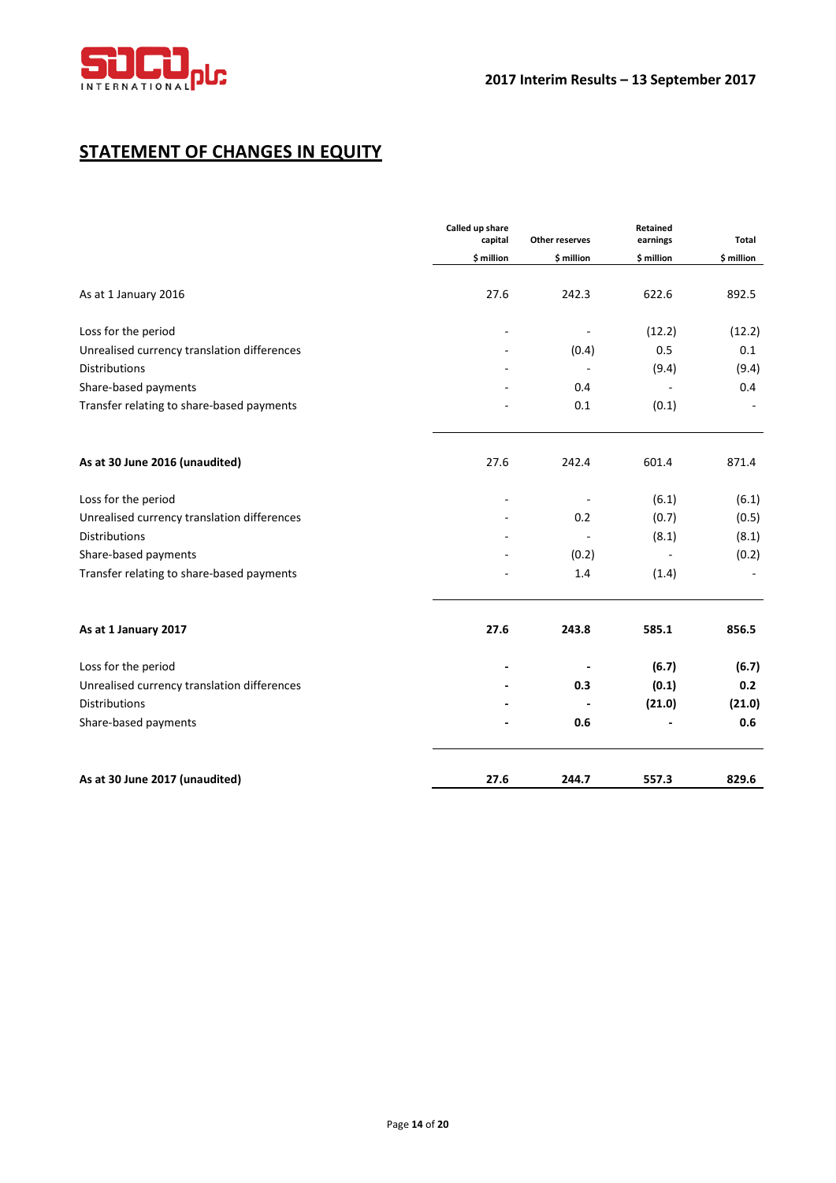## STATEMENT OF CHANGES IN EQUITY

| | Called up share capital | Other reserves | Retained earnings | Total |
|---|---|---|---|---|
| | $ million | $ million | $ million | $ million |
| As at 1 January 2016 | 27.6 | 242.3 | 622.6 | 892.5 |
| Loss for the period | - | - | (12.2) | (12.2) |
| Unrealised currency translation differences | - | (0.4) | 0.5 | 0.1 |
| Distributions | - | - | (9.4) | (9.4) |
| Share-based payments | - | 0.4 | - | 0.4 |
| Transfer relating to share-based payments | - | 0.1 | (0.1) | - |
| **As at 30 June 2016 (unaudited)** | 27.6 | 242.4 | 601.4 | 871.4 |
| Loss for the period | - | - | (6.1) | (6.1) |
| Unrealised currency translation differences | - | 0.2 | (0.7) | (0.5) |
| Distributions | - | - | (8.1) | (8.1) |
| Share-based payments | - | (0.2) | - | (0.2) |
| Transfer relating to share-based payments | - | 1.4 | (1.4) | - |
| **As at 1 January 2017** | **27.6** | **243.8** | **585.1** | **856.5** |
| Loss for the period | **-** | **-** | **(6.7)** | **(6.7)** |
| Unrealised currency translation differences | **-** | **0.3** | **(0.1)** | **0.2** |
| Distributions | **-** | **-** | **(21.0)** | **(21.0)** |
| Share-based payments | **-** | **0.6** | **-** | **0.6** |
| **As at 30 June 2017 (unaudited)** | **27.6** | **244.7** | **557.3** | **829.6** |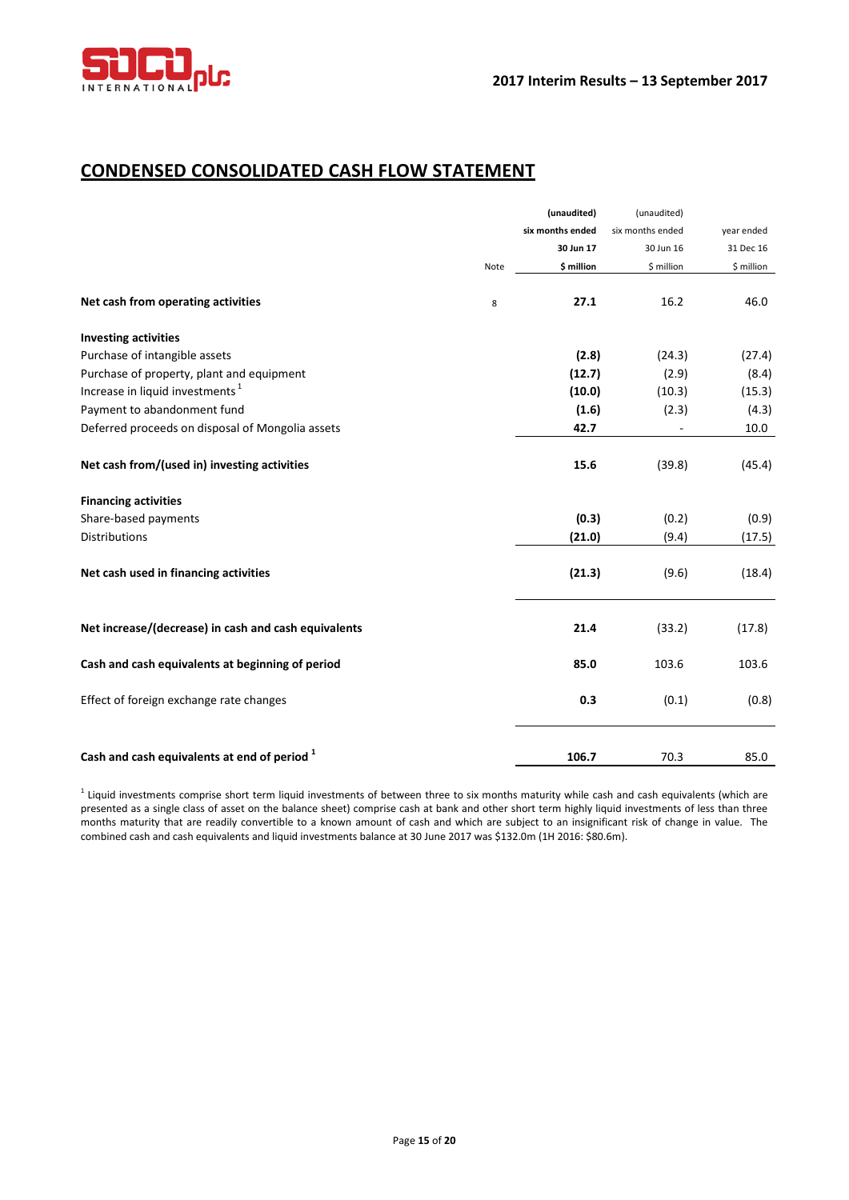## CONDENSED CONSOLIDATED CASH FLOW STATEMENT

| | Note | (unaudited) six months ended 30 Jun 17 $ million | (unaudited) six months ended 30 Jun 16 $ million | year ended 31 Dec 16 $ million |
|---|---|---|---|---|
| **Net cash from operating activities** | 8 | **27.1** | 16.2 | 46.0 |
| **Investing activities** | | | | |
| Purchase of intangible assets | | **(2.8)** | (24.3) | (27.4) |
| Purchase of property, plant and equipment | | **(12.7)** | (2.9) | (8.4) |
| Increase in liquid investments [1] | | **(10.0)** | (10.3) | (15.3) |
| Payment to abandonment fund | | **(1.6)** | (2.3) | (4.3) |
| Deferred proceeds on disposal of Mongolia assets | | **42.7** | - | 10.0 |
| **Net cash from/(used in) investing activities** | | **15.6** | (39.8) | (45.4) |
| **Financing activities** | | | | |
| Share-based payments | | **(0.3)** | (0.2) | (0.9) |
| Distributions | | **(21.0)** | (9.4) | (17.5) |
| **Net cash used in financing activities** | | **(21.3)** | (9.6) | (18.4) |
| **Net increase/(decrease) in cash and cash equivalents** | | **21.4** | (33.2) | (17.8) |
| **Cash and cash equivalents at beginning of period** | | **85.0** | 103.6 | 103.6 |
| Effect of foreign exchange rate changes | | **0.3** | (0.1) | (0.8) |
| **Cash and cash equivalents at end of period [1]** | | **106.7** | 70.3 | 85.0 |

[1] Liquid investments comprise short term liquid investments of between three to six months maturity while cash and cash equivalents (which are presented as a single class of asset on the balance sheet) comprise cash at bank and other short term highly liquid investments of less than three months maturity that are readily convertible to a known amount of cash and which are subject to an insignificant risk of change in value. The combined cash and cash equivalents and liquid investments balance at 30 June 2017 was $132.0m (1H 2016: $80.6m).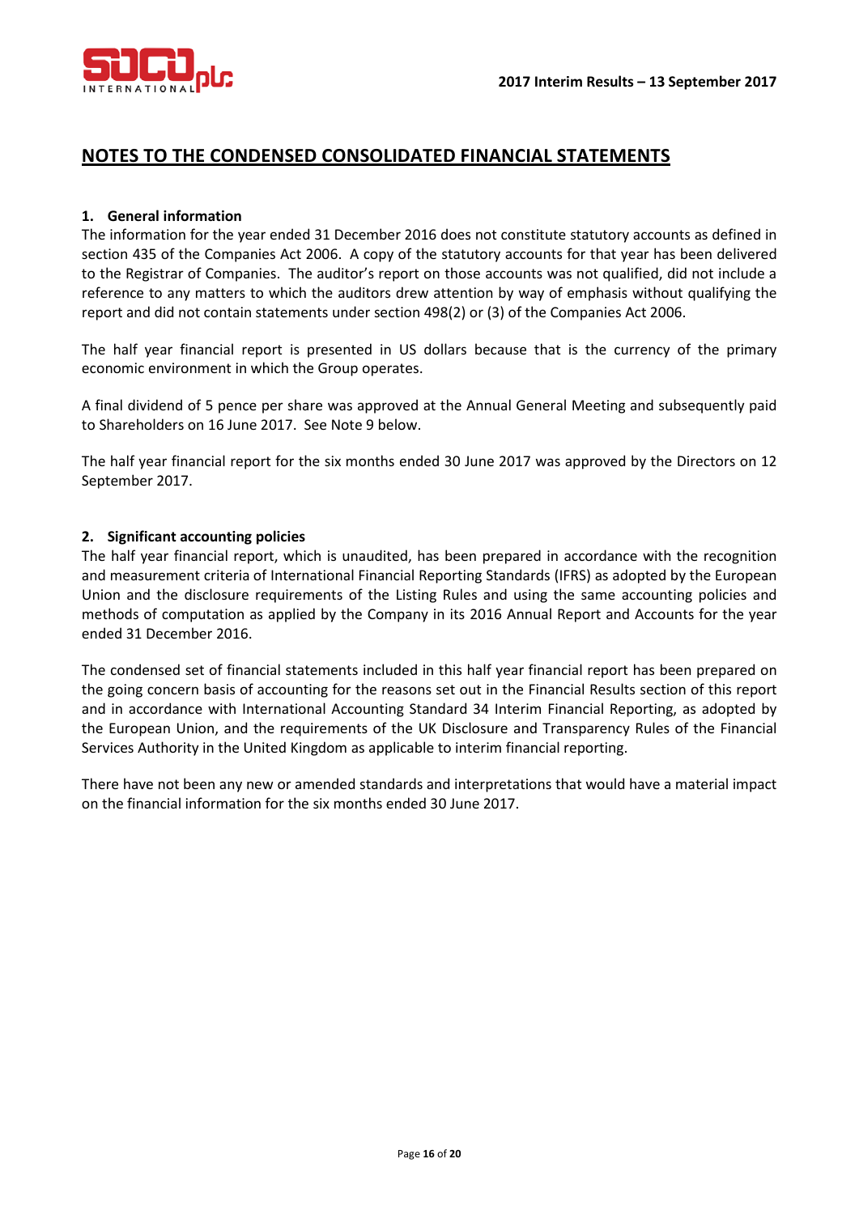## NOTES TO THE CONDENSED CONSOLIDATED FINANCIAL STATEMENTS

### 1. General information

The information for the year ended 31 December 2016 does not constitute statutory accounts as defined in section 435 of the Companies Act 2006. A copy of the statutory accounts for that year has been delivered to the Registrar of Companies. The auditor's report on those accounts was not qualified, did not include a reference to any matters to which the auditors drew attention by way of emphasis without qualifying the report and did not contain statements under section 498(2) or (3) of the Companies Act 2006.

The half year financial report is presented in US dollars because that is the currency of the primary economic environment in which the Group operates.

A final dividend of 5 pence per share was approved at the Annual General Meeting and subsequently paid to Shareholders on 16 June 2017. See Note 9 below.

The half year financial report for the six months ended 30 June 2017 was approved by the Directors on 12 September 2017.

### 2. Significant accounting policies

The half year financial report, which is unaudited, has been prepared in accordance with the recognition and measurement criteria of International Financial Reporting Standards (IFRS) as adopted by the European Union and the disclosure requirements of the Listing Rules and using the same accounting policies and methods of computation as applied by the Company in its 2016 Annual Report and Accounts for the year ended 31 December 2016.

The condensed set of financial statements included in this half year financial report has been prepared on the going concern basis of accounting for the reasons set out in the Financial Results section of this report and in accordance with International Accounting Standard 34 Interim Financial Reporting, as adopted by the European Union, and the requirements of the UK Disclosure and Transparency Rules of the Financial Services Authority in the United Kingdom as applicable to interim financial reporting.

There have not been any new or amended standards and interpretations that would have a material impact on the financial information for the six months ended 30 June 2017.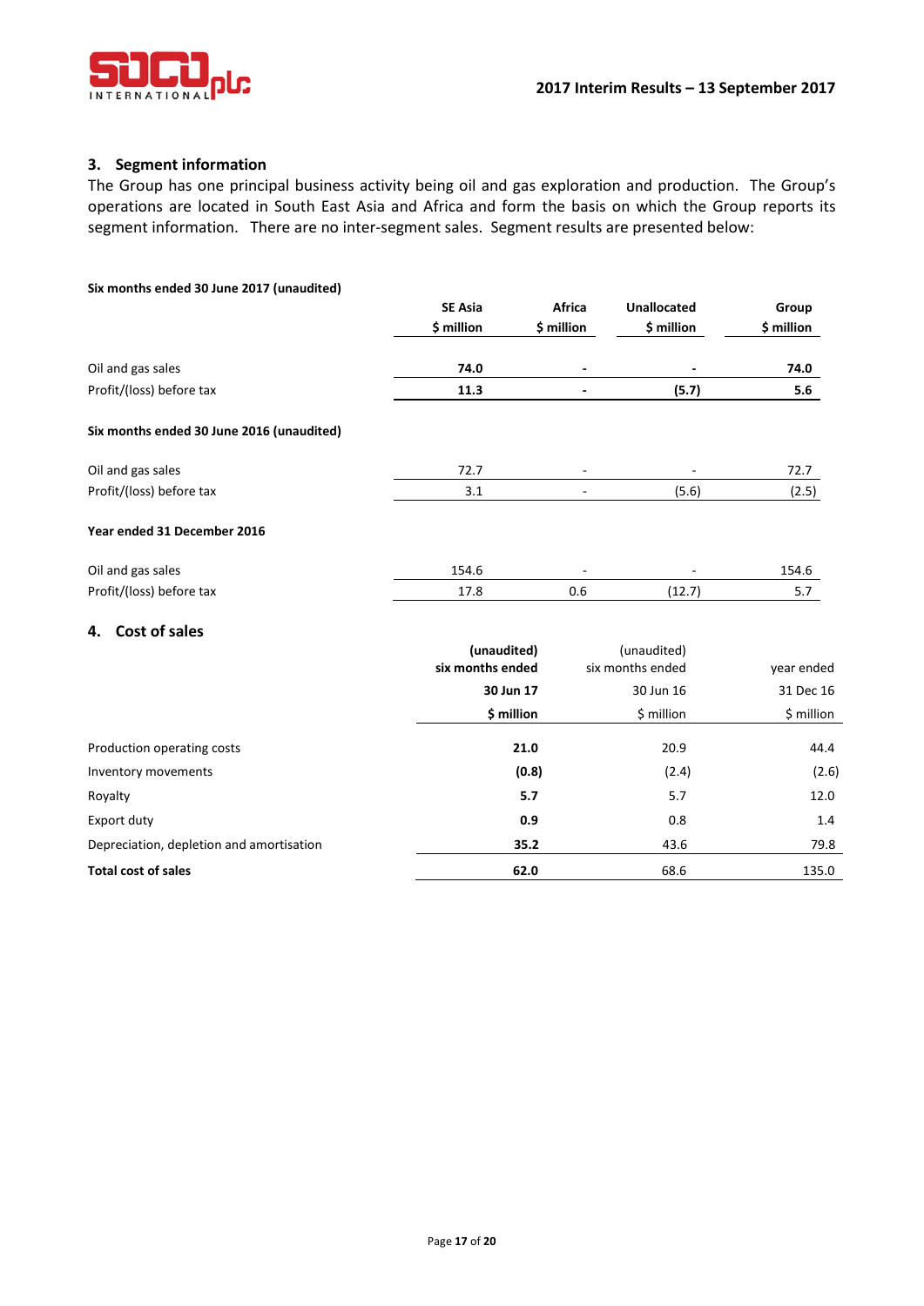## 3. Segment information

The Group has one principal business activity being oil and gas exploration and production. The Group's operations are located in South East Asia and Africa and form the basis on which the Group reports its segment information. There are no inter-segment sales. Segment results are presented below:

**Six months ended 30 June 2017 (unaudited)**

| | SE Asia $ million | Africa $ million | Unallocated $ million | Group $ million |
|---|---|---|---|---|
| Oil and gas sales | **74.0** | **-** | **-** | **74.0** |
| Profit/(loss) before tax | **11.3** | **-** | **(5.7)** | **5.6** |

**Six months ended 30 June 2016 (unaudited)**

| | SE Asia $ million | Africa $ million | Unallocated $ million | Group $ million |
|---|---|---|---|---|
| Oil and gas sales | 72.7 | - | - | 72.7 |
| Profit/(loss) before tax | 3.1 | - | (5.6) | (2.5) |

**Year ended 31 December 2016**

| | SE Asia $ million | Africa $ million | Unallocated $ million | Group $ million |
|---|---|---|---|---|
| Oil and gas sales | 154.6 | - | - | 154.6 |
| Profit/(loss) before tax | 17.8 | 0.6 | (12.7) | 5.7 |

## 4. Cost of sales

| | **(unaudited) six months ended 30 Jun 17 $ million** | (unaudited) six months ended 30 Jun 16 $ million | year ended 31 Dec 16 $ million |
|---|---|---|---|
| Production operating costs | **21.0** | 20.9 | 44.4 |
| Inventory movements | **(0.8)** | (2.4) | (2.6) |
| Royalty | **5.7** | 5.7 | 12.0 |
| Export duty | **0.9** | 0.8 | 1.4 |
| Depreciation, depletion and amortisation | **35.2** | 43.6 | 79.8 |
| **Total cost of sales** | **62.0** | 68.6 | 135.0 |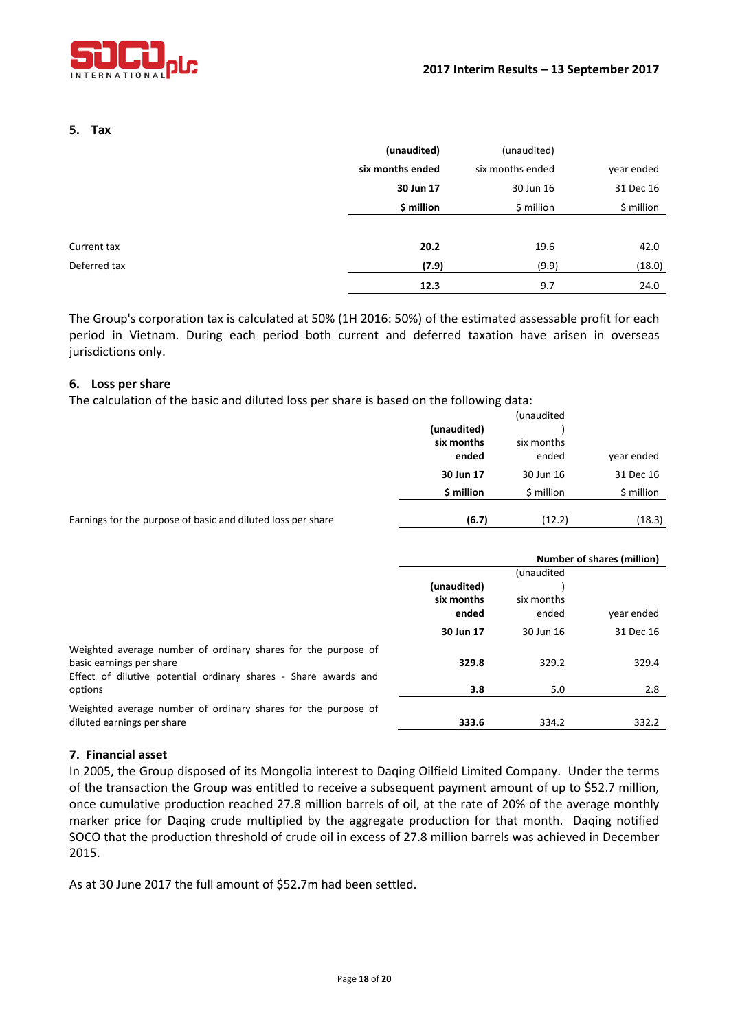## 5. Tax

| | (unaudited) six months ended 30 Jun 17 $ million | (unaudited) six months ended 30 Jun 16 $ million | year ended 31 Dec 16 $ million |
|---|---|---|---|
| Current tax | **20.2** | 19.6 | 42.0 |
| Deferred tax | **(7.9)** | (9.9) | (18.0) |
| | **12.3** | 9.7 | 24.0 |

The Group's corporation tax is calculated at 50% (1H 2016: 50%) of the estimated assessable profit for each period in Vietnam. During each period both current and deferred taxation have arisen in overseas jurisdictions only.

## 6. Loss per share

The calculation of the basic and diluted loss per share is based on the following data:

| | (unaudited) six months ended 30 Jun 17 $ million | (unaudited) six months ended 30 Jun 16 $ million | year ended 31 Dec 16 $ million |
|---|---|---|---|
| Earnings for the purpose of basic and diluted loss per share | **(6.7)** | (12.2) | (18.3) |

| | Number of shares (million) | | |
|---|---|---|---|
| | (unaudited) six months ended 30 Jun 17 | (unaudited) six months ended 30 Jun 16 | year ended 31 Dec 16 |
| Weighted average number of ordinary shares for the purpose of basic earnings per share | **329.8** | 329.2 | 329.4 |
| Effect of dilutive potential ordinary shares - Share awards and options | **3.8** | 5.0 | 2.8 |
| Weighted average number of ordinary shares for the purpose of diluted earnings per share | **333.6** | 334.2 | 332.2 |

## 7. Financial asset

In 2005, the Group disposed of its Mongolia interest to Daqing Oilfield Limited Company. Under the terms of the transaction the Group was entitled to receive a subsequent payment amount of up to $52.7 million, once cumulative production reached 27.8 million barrels of oil, at the rate of 20% of the average monthly marker price for Daqing crude multiplied by the aggregate production for that month. Daqing notified SOCO that the production threshold of crude oil in excess of 27.8 million barrels was achieved in December 2015.

As at 30 June 2017 the full amount of $52.7m had been settled.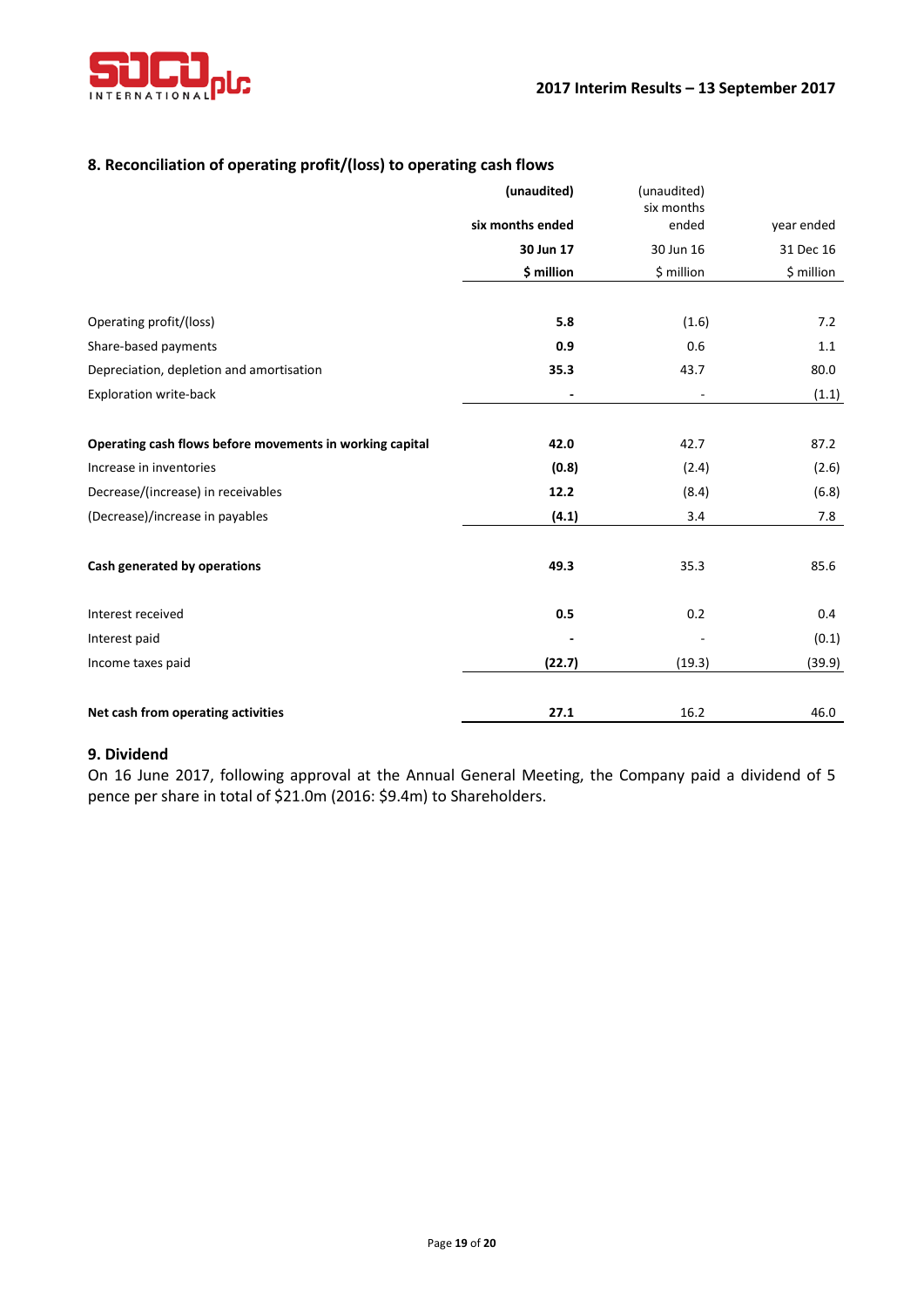## 8. Reconciliation of operating profit/(loss) to operating cash flows

| | **(unaudited)** **six months ended** **30 Jun 17** **$ million** | (unaudited) six months ended 30 Jun 16 $ million | year ended 31 Dec 16 $ million |
|---|---|---|---|
| Operating profit/(loss) | **5.8** | (1.6) | 7.2 |
| Share-based payments | **0.9** | 0.6 | 1.1 |
| Depreciation, depletion and amortisation | **35.3** | 43.7 | 80.0 |
| Exploration write-back | **-** | - | (1.1) |
| **Operating cash flows before movements in working capital** | **42.0** | 42.7 | 87.2 |
| Increase in inventories | **(0.8)** | (2.4) | (2.6) |
| Decrease/(increase) in receivables | **12.2** | (8.4) | (6.8) |
| (Decrease)/increase in payables | **(4.1)** | 3.4 | 7.8 |
| **Cash generated by operations** | **49.3** | 35.3 | 85.6 |
| Interest received | **0.5** | 0.2 | 0.4 |
| Interest paid | **-** | - | (0.1) |
| Income taxes paid | **(22.7)** | (19.3) | (39.9) |
| **Net cash from operating activities** | **27.1** | 16.2 | 46.0 |

## 9. Dividend

On 16 June 2017, following approval at the Annual General Meeting, the Company paid a dividend of 5 pence per share in total of $21.0m (2016: $9.4m) to Shareholders.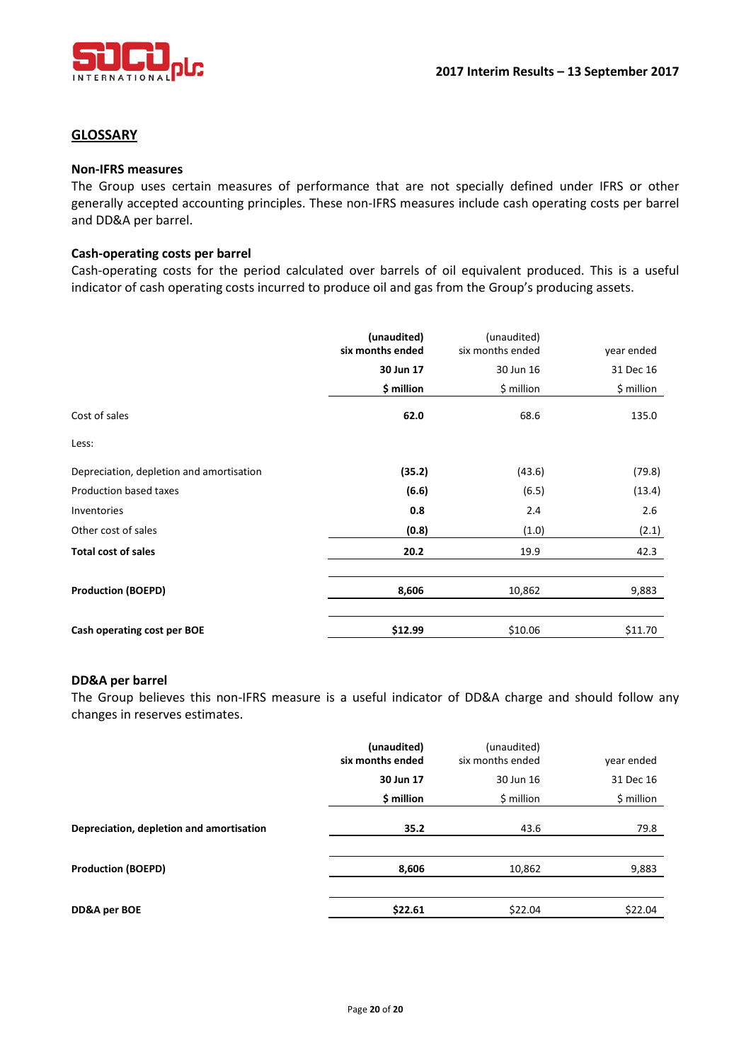## GLOSSARY

### Non-IFRS measures

The Group uses certain measures of performance that are not specially defined under IFRS or other generally accepted accounting principles. These non-IFRS measures include cash operating costs per barrel and DD&A per barrel.

### Cash-operating costs per barrel

Cash-operating costs for the period calculated over barrels of oil equivalent produced. This is a useful indicator of cash operating costs incurred to produce oil and gas from the Group's producing assets.

| | **(unaudited) six months ended 30 Jun 17 $ million** | (unaudited) six months ended 30 Jun 16 $ million | year ended 31 Dec 16 $ million |
|---|---|---|---|
| Cost of sales | **62.0** | 68.6 | 135.0 |
| Less: | | | |
| Depreciation, depletion and amortisation | **(35.2)** | (43.6) | (79.8) |
| Production based taxes | **(6.6)** | (6.5) | (13.4) |
| Inventories | **0.8** | 2.4 | 2.6 |
| Other cost of sales | **(0.8)** | (1.0) | (2.1) |
| **Total cost of sales** | **20.2** | 19.9 | 42.3 |
| **Production (BOEPD)** | **8,606** | 10,862 | 9,883 |
| **Cash operating cost per BOE** | **$12.99** | $10.06 | $11.70 |

### DD&A per barrel

The Group believes this non-IFRS measure is a useful indicator of DD&A charge and should follow any changes in reserves estimates.

| | **(unaudited) six months ended 30 Jun 17 $ million** | (unaudited) six months ended 30 Jun 16 $ million | year ended 31 Dec 16 $ million |
|---|---|---|---|
| **Depreciation, depletion and amortisation** | **35.2** | 43.6 | 79.8 |
| **Production (BOEPD)** | **8,606** | 10,862 | 9,883 |
| **DD&A per BOE** | **$22.61** | $22.04 | $22.04 |